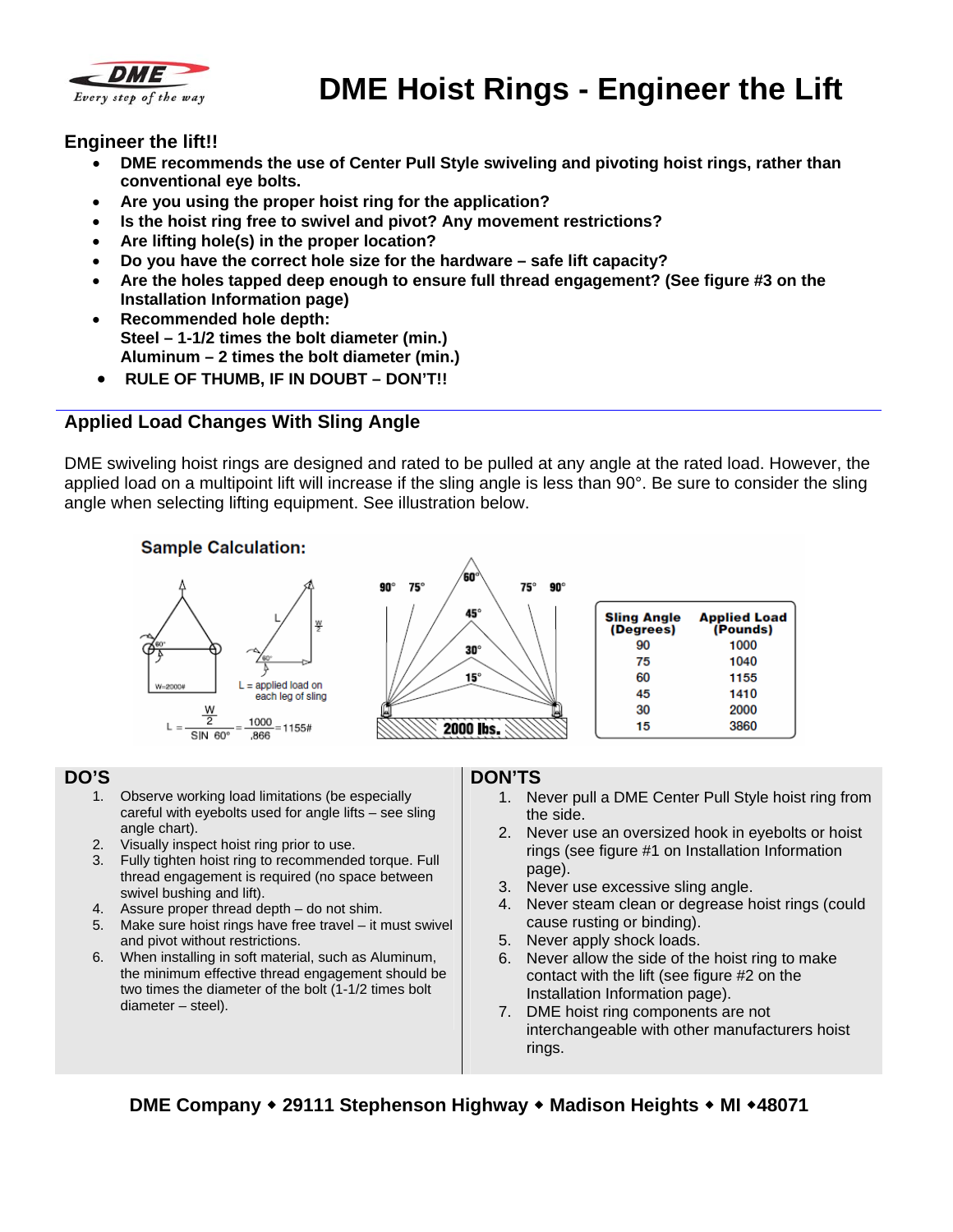# DME Hoist Rings - Engineer the Lift

### Engineer the lift!!

- **DME recommends the use of Center Pull Style swiveling and pivoting hoist rings, rather than conventional eye bolts.**
- **Are you using the proper hoist ring for the application?**
- **Is the hoist ring free to swivel and pivot? Any movement restrictions?**
- **Are lifting hole(s) in the proper location?**
- **Do you have the correct hole size for the hardware – safe lift capacity?**
- **Are the holes tapped deep enough to ensure full thread engagement? (See figure #3 on the Installation Information page)**
- **Recommended hole depth:**
  **Steel – 1-1/2 times the bolt diameter (min.)**
  **Aluminum – 2 times the bolt diameter (min.)**
- **RULE OF THUMB, IF IN DOUBT – DON'T!!**

---

## Applied Load Changes With Sling Angle

DME swiveling hoist rings are designed and rated to be pulled at any angle at the rated load. However, the applied load on a multipoint lift will increase if the sling angle is less than 90°. Be sure to consider the sling angle when selecting lifting equipment. See illustration below.

**Sample Calculation:**

W=2000#

L = applied load on each leg of sling

$$L = \frac{\frac{W}{2}}{\text{SIN } 60°} = \frac{1000}{.866} = 1155\#$$

2000 lbs.

| Sling Angle (Degrees) | Applied Load (Pounds) |
|---|---|
| 90 | 1000 |
| 75 | 1040 |
| 60 | 1155 |
| 45 | 1410 |
| 30 | 2000 |
| 15 | 3860 |

## DO'S

1. Observe working load limitations (be especially careful with eyebolts used for angle lifts – see sling angle chart).
2. Visually inspect hoist ring prior to use.
3. Fully tighten hoist ring to recommended torque. Full thread engagement is required (no space between swivel bushing and lift).
4. Assure proper thread depth – do not shim.
5. Make sure hoist rings have free travel – it must swivel and pivot without restrictions.
6. When installing in soft material, such as Aluminum, the minimum effective thread engagement should be two times the diameter of the bolt (1-1/2 times bolt diameter – steel).

## DON'TS

1. Never pull a DME Center Pull Style hoist ring from the side.
2. Never use an oversized hook in eyebolts or hoist rings (see figure #1 on Installation Information page).
3. Never use excessive sling angle.
4. Never steam clean or degrease hoist rings (could cause rusting or binding).
5. Never apply shock loads.
6. Never allow the side of the hoist ring to make contact with the lift (see figure #2 on the Installation Information page).
7. DME hoist ring components are not interchangeable with other manufacturers hoist rings.

**DME Company ◆ 29111 Stephenson Highway ◆ Madison Heights ◆ MI ◆48071**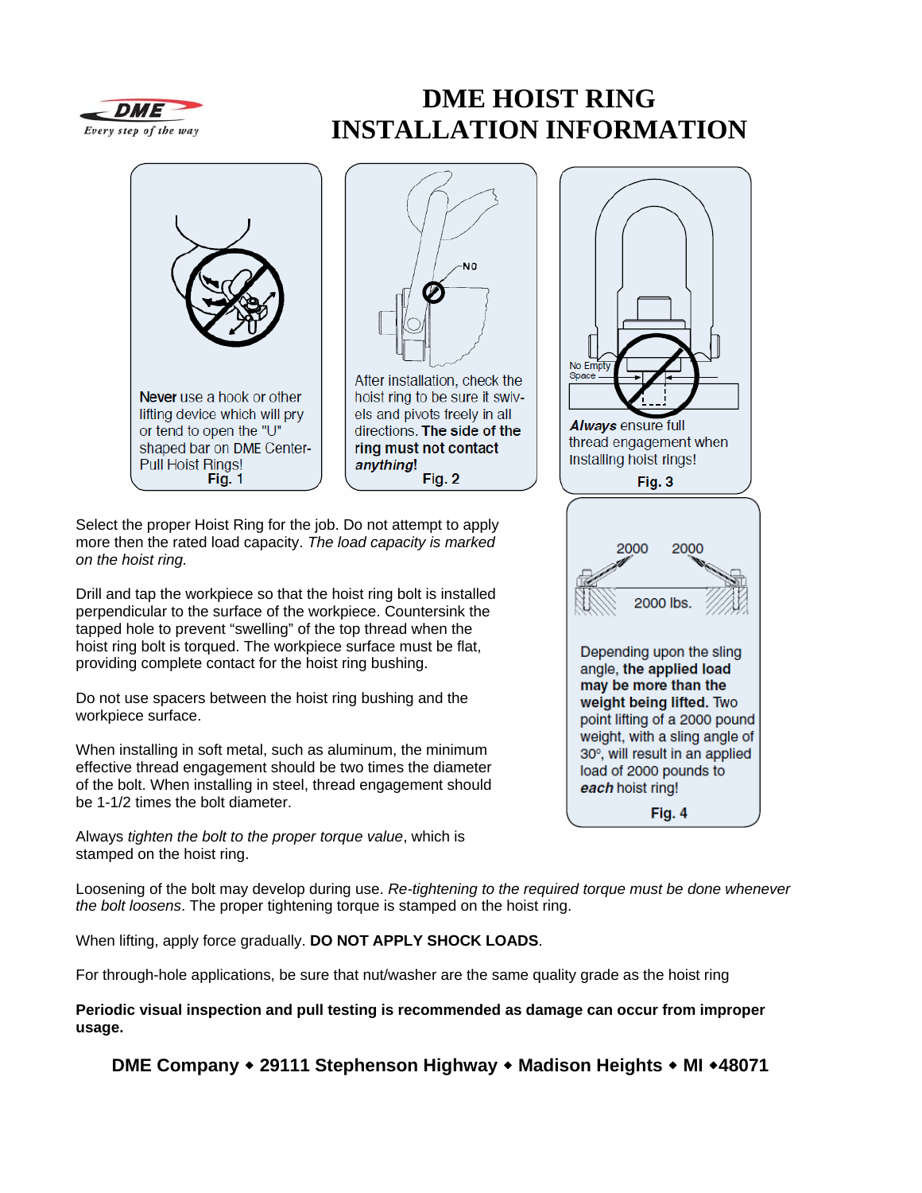# DME HOIST RING INSTALLATION INFORMATION

**Never** use a hook or other lifting device which will pry or tend to open the "U" shaped bar on DME Center-Pull Hoist Rings!

**Fig. 1**

NO

After installation, check the hoist ring to be sure it swivels and pivots freely in all directions. **The side of the ring must not contact *anything*!**

**Fig. 2**

No Empty Space

***Always*** ensure full thread engagement when installing hoist rings!

**Fig. 3**

2000 2000

2000 lbs.

Depending upon the sling angle, **the applied load may be more than the weight being lifted.** Two point lifting of a 2000 pound weight, with a sling angle of 30°, will result in an applied load of 2000 pounds to ***each*** hoist ring!

**Fig. 4**

Select the proper Hoist Ring for the job. Do not attempt to apply more then the rated load capacity. *The load capacity is marked on the hoist ring.*

Drill and tap the workpiece so that the hoist ring bolt is installed perpendicular to the surface of the workpiece. Countersink the tapped hole to prevent "swelling" of the top thread when the hoist ring bolt is torqued. The workpiece surface must be flat, providing complete contact for the hoist ring bushing.

Do not use spacers between the hoist ring bushing and the workpiece surface.

When installing in soft metal, such as aluminum, the minimum effective thread engagement should be two times the diameter of the bolt. When installing in steel, thread engagement should be 1-1/2 times the bolt diameter.

Always *tighten the bolt to the proper torque value*, which is stamped on the hoist ring.

Loosening of the bolt may develop during use. *Re-tightening to the required torque must be done whenever the bolt loosens*. The proper tightening torque is stamped on the hoist ring.

When lifting, apply force gradually. **DO NOT APPLY SHOCK LOADS**.

For through-hole applications, be sure that nut/washer are the same quality grade as the hoist ring

**Periodic visual inspection and pull testing is recommended as damage can occur from improper usage.**

**DME Company ◆ 29111 Stephenson Highway ◆ Madison Heights ◆ MI ◆48071**